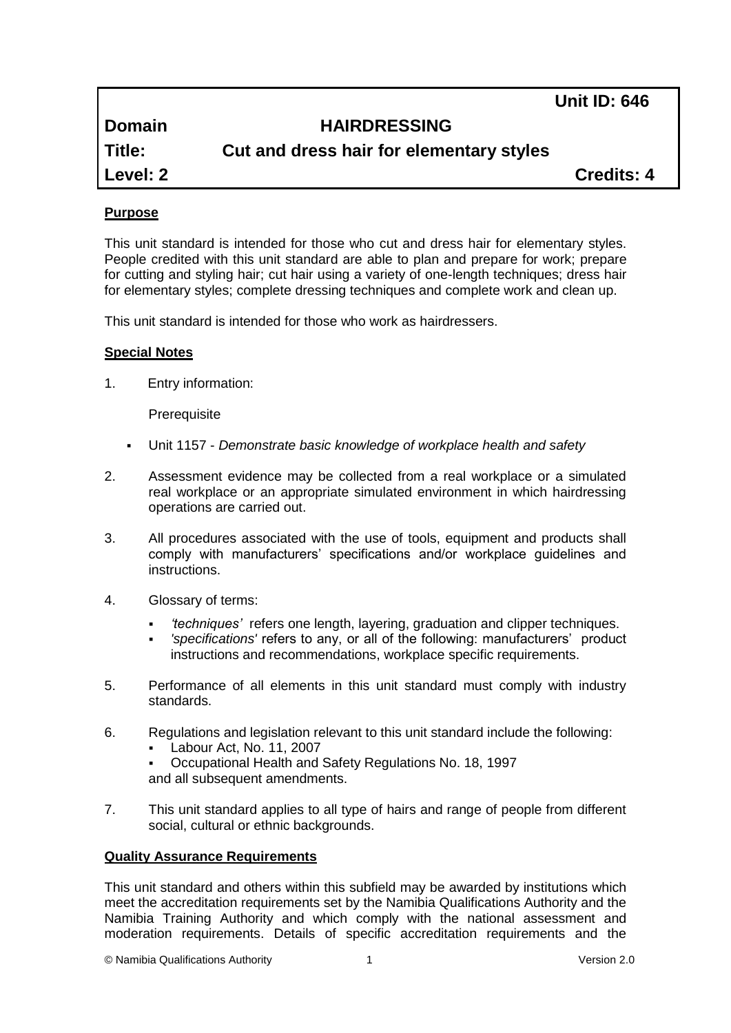| | | Unit ID: 646 |
|---|---|---|
| **Domain** | **HAIRDRESSING** | |
| **Title:** | **Cut and dress hair for elementary styles** | |
| **Level: 2** | | **Credits: 4** |

## Purpose

This unit standard is intended for those who cut and dress hair for elementary styles. People credited with this unit standard are able to plan and prepare for work; prepare for cutting and styling hair; cut hair using a variety of one-length techniques; dress hair for elementary styles; complete dressing techniques and complete work and clean up.

This unit standard is intended for those who work as hairdressers.

## Special Notes

1. Entry information:

   Prerequisite

   - Unit 1157 - *Demonstrate basic knowledge of workplace health and safety*

2. Assessment evidence may be collected from a real workplace or a simulated real workplace or an appropriate simulated environment in which hairdressing operations are carried out.

3. All procedures associated with the use of tools, equipment and products shall comply with manufacturers' specifications and/or workplace guidelines and instructions.

4. Glossary of terms:

   - *'techniques'* refers one length, layering, graduation and clipper techniques.
   - *'specifications'* refers to any, or all of the following: manufacturers' product instructions and recommendations, workplace specific requirements.

5. Performance of all elements in this unit standard must comply with industry standards.

6. Regulations and legislation relevant to this unit standard include the following:
   - Labour Act, No. 11, 2007
   - Occupational Health and Safety Regulations No. 18, 1997

   and all subsequent amendments.

7. This unit standard applies to all type of hairs and range of people from different social, cultural or ethnic backgrounds.

## Quality Assurance Requirements

This unit standard and others within this subfield may be awarded by institutions which meet the accreditation requirements set by the Namibia Qualifications Authority and the Namibia Training Authority and which comply with the national assessment and moderation requirements. Details of specific accreditation requirements and the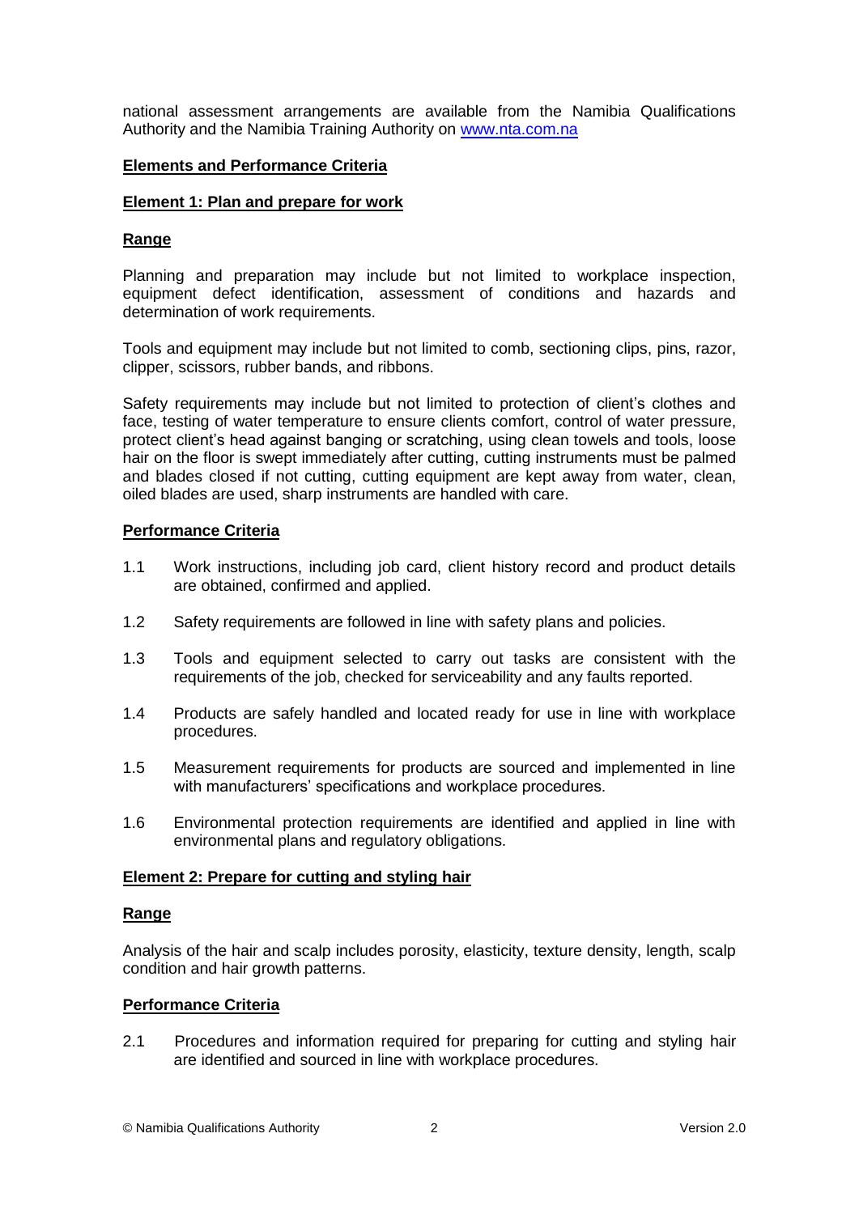national assessment arrangements are available from the Namibia Qualifications Authority and the Namibia Training Authority on [www.nta.com.na](http://www.nta.com.na)

## Elements and Performance Criteria

### Element 1: Plan and prepare for work

#### Range

Planning and preparation may include but not limited to workplace inspection, equipment defect identification, assessment of conditions and hazards and determination of work requirements.

Tools and equipment may include but not limited to comb, sectioning clips, pins, razor, clipper, scissors, rubber bands, and ribbons.

Safety requirements may include but not limited to protection of client's clothes and face, testing of water temperature to ensure clients comfort, control of water pressure, protect client's head against banging or scratching, using clean towels and tools, loose hair on the floor is swept immediately after cutting, cutting instruments must be palmed and blades closed if not cutting, cutting equipment are kept away from water, clean, oiled blades are used, sharp instruments are handled with care.

#### Performance Criteria

1.1 Work instructions, including job card, client history record and product details are obtained, confirmed and applied.

1.2 Safety requirements are followed in line with safety plans and policies.

1.3 Tools and equipment selected to carry out tasks are consistent with the requirements of the job, checked for serviceability and any faults reported.

1.4 Products are safely handled and located ready for use in line with workplace procedures.

1.5 Measurement requirements for products are sourced and implemented in line with manufacturers' specifications and workplace procedures.

1.6 Environmental protection requirements are identified and applied in line with environmental plans and regulatory obligations.

### Element 2: Prepare for cutting and styling hair

#### Range

Analysis of the hair and scalp includes porosity, elasticity, texture density, length, scalp condition and hair growth patterns.

#### Performance Criteria

2.1 Procedures and information required for preparing for cutting and styling hair are identified and sourced in line with workplace procedures.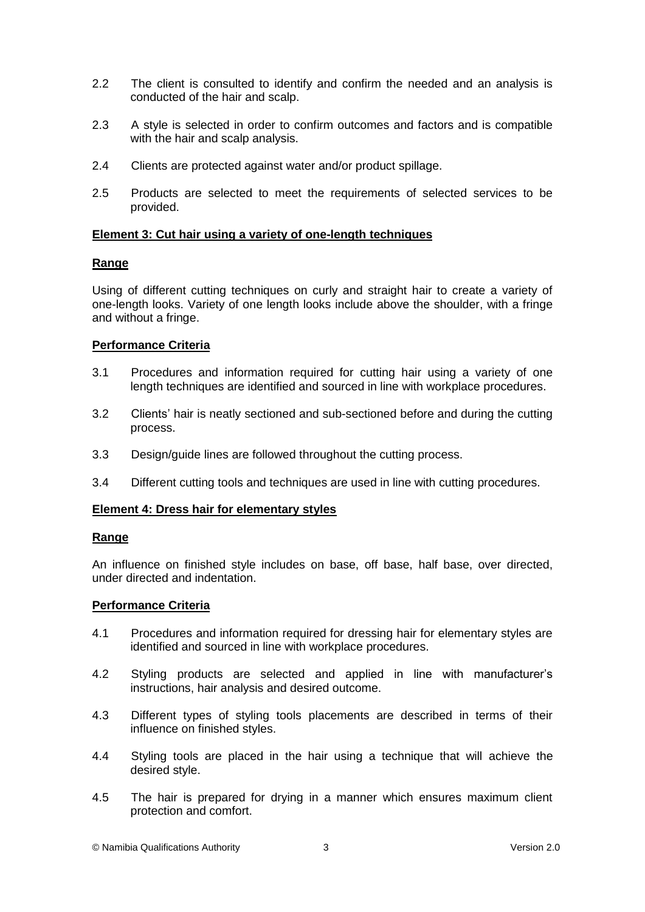2.2 The client is consulted to identify and confirm the needed and an analysis is conducted of the hair and scalp.

2.3 A style is selected in order to confirm outcomes and factors and is compatible with the hair and scalp analysis.

2.4 Clients are protected against water and/or product spillage.

2.5 Products are selected to meet the requirements of selected services to be provided.

**Element 3: Cut hair using a variety of one-length techniques**

**Range**

Using of different cutting techniques on curly and straight hair to create a variety of one-length looks. Variety of one length looks include above the shoulder, with a fringe and without a fringe.

**Performance Criteria**

3.1 Procedures and information required for cutting hair using a variety of one length techniques are identified and sourced in line with workplace procedures.

3.2 Clients' hair is neatly sectioned and sub-sectioned before and during the cutting process.

3.3 Design/guide lines are followed throughout the cutting process.

3.4 Different cutting tools and techniques are used in line with cutting procedures.

**Element 4: Dress hair for elementary styles**

**Range**

An influence on finished style includes on base, off base, half base, over directed, under directed and indentation.

**Performance Criteria**

4.1 Procedures and information required for dressing hair for elementary styles are identified and sourced in line with workplace procedures.

4.2 Styling products are selected and applied in line with manufacturer's instructions, hair analysis and desired outcome.

4.3 Different types of styling tools placements are described in terms of their influence on finished styles.

4.4 Styling tools are placed in the hair using a technique that will achieve the desired style.

4.5 The hair is prepared for drying in a manner which ensures maximum client protection and comfort.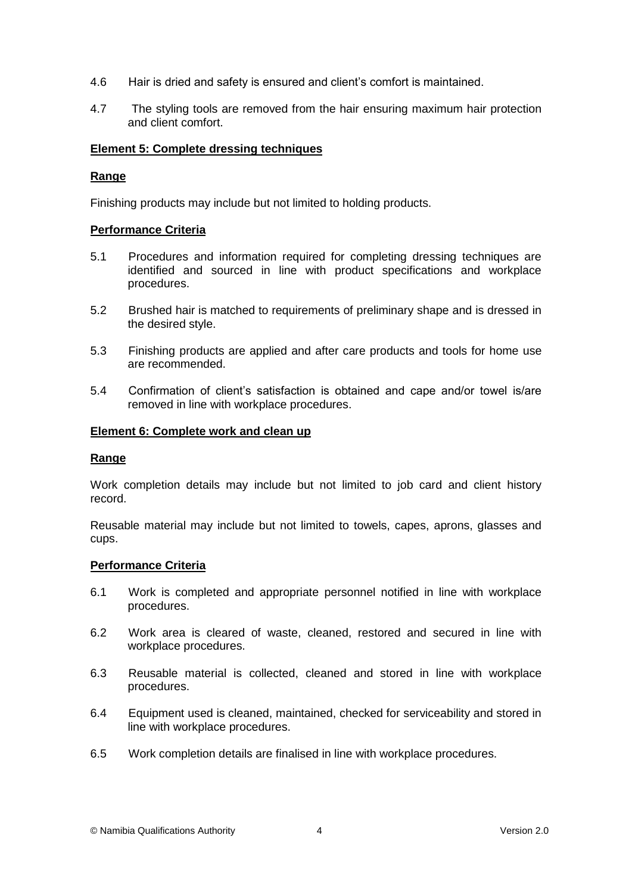4.6 Hair is dried and safety is ensured and client's comfort is maintained.

4.7 The styling tools are removed from the hair ensuring maximum hair protection and client comfort.

**Element 5: Complete dressing techniques**

**Range**

Finishing products may include but not limited to holding products.

**Performance Criteria**

5.1 Procedures and information required for completing dressing techniques are identified and sourced in line with product specifications and workplace procedures.

5.2 Brushed hair is matched to requirements of preliminary shape and is dressed in the desired style.

5.3 Finishing products are applied and after care products and tools for home use are recommended.

5.4 Confirmation of client's satisfaction is obtained and cape and/or towel is/are removed in line with workplace procedures.

**Element 6: Complete work and clean up**

**Range**

Work completion details may include but not limited to job card and client history record.

Reusable material may include but not limited to towels, capes, aprons, glasses and cups.

**Performance Criteria**

6.1 Work is completed and appropriate personnel notified in line with workplace procedures.

6.2 Work area is cleared of waste, cleaned, restored and secured in line with workplace procedures.

6.3 Reusable material is collected, cleaned and stored in line with workplace procedures.

6.4 Equipment used is cleaned, maintained, checked for serviceability and stored in line with workplace procedures.

6.5 Work completion details are finalised in line with workplace procedures.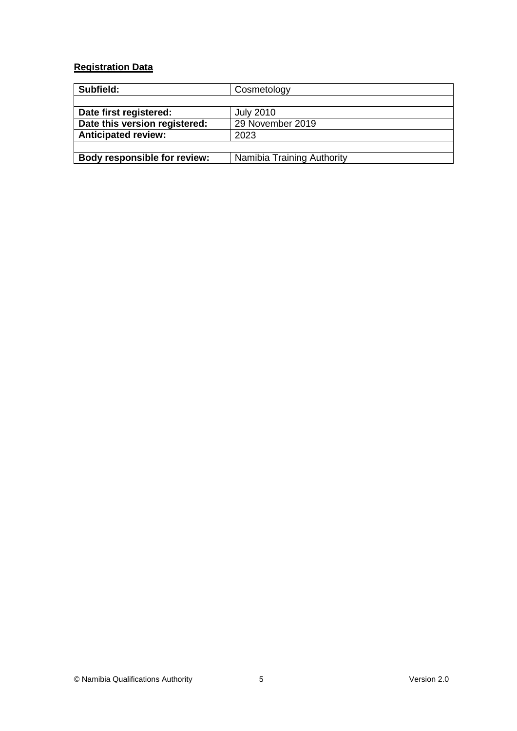**Registration Data**

| | |
|---|---|
| **Subfield:** | Cosmetology |
| | |
| **Date first registered:** | July 2010 |
| **Date this version registered:** | 29 November 2019 |
| **Anticipated review:** | 2023 |
| | |
| **Body responsible for review:** | Namibia Training Authority |